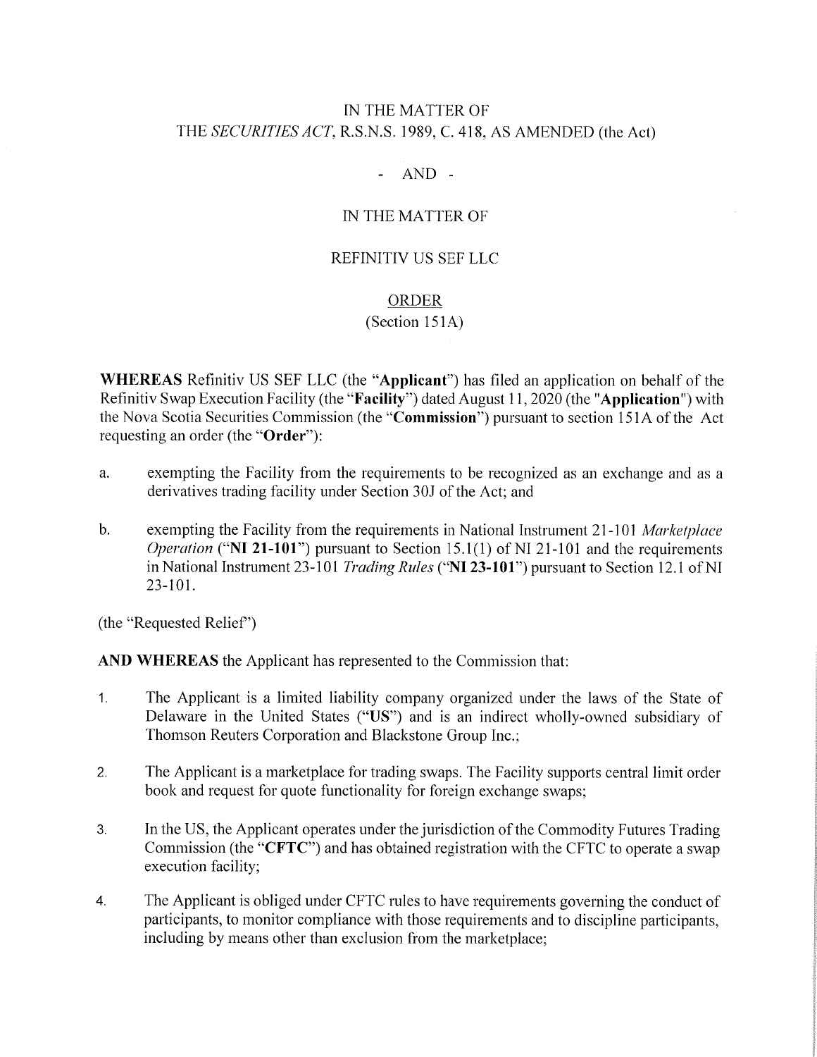IN THE MATTER OF
THE *SECURITIES ACT*, R.S.N.S. 1989, C. 418, AS AMENDED (the Act)

\- AND -

IN THE MATTER OF

REFINITIV US SEF LLC

ORDER
(Section 151A)

**WHEREAS** Refinitiv US SEF LLC (the "**Applicant**") has filed an application on behalf of the Refinitiv Swap Execution Facility (the "**Facility**") dated August 11, 2020 (the "**Application**") with the Nova Scotia Securities Commission (the "**Commission**") pursuant to section 151A of the Act requesting an order (the "**Order**"):

a. exempting the Facility from the requirements to be recognized as an exchange and as a derivatives trading facility under Section 30J of the Act; and

b. exempting the Facility from the requirements in National Instrument 21-101 *Marketplace Operation* ("**NI 21-101**") pursuant to Section 15.1(1) of NI 21-101 and the requirements in National Instrument 23-101 *Trading Rules* ("**NI 23-101**") pursuant to Section 12.1 of NI 23-101.

(the "Requested Relief")

**AND WHEREAS** the Applicant has represented to the Commission that:

1. The Applicant is a limited liability company organized under the laws of the State of Delaware in the United States ("**US**") and is an indirect wholly-owned subsidiary of Thomson Reuters Corporation and Blackstone Group Inc.;

2. The Applicant is a marketplace for trading swaps. The Facility supports central limit order book and request for quote functionality for foreign exchange swaps;

3. In the US, the Applicant operates under the jurisdiction of the Commodity Futures Trading Commission (the "**CFTC**") and has obtained registration with the CFTC to operate a swap execution facility;

4. The Applicant is obliged under CFTC rules to have requirements governing the conduct of participants, to monitor compliance with those requirements and to discipline participants, including by means other than exclusion from the marketplace;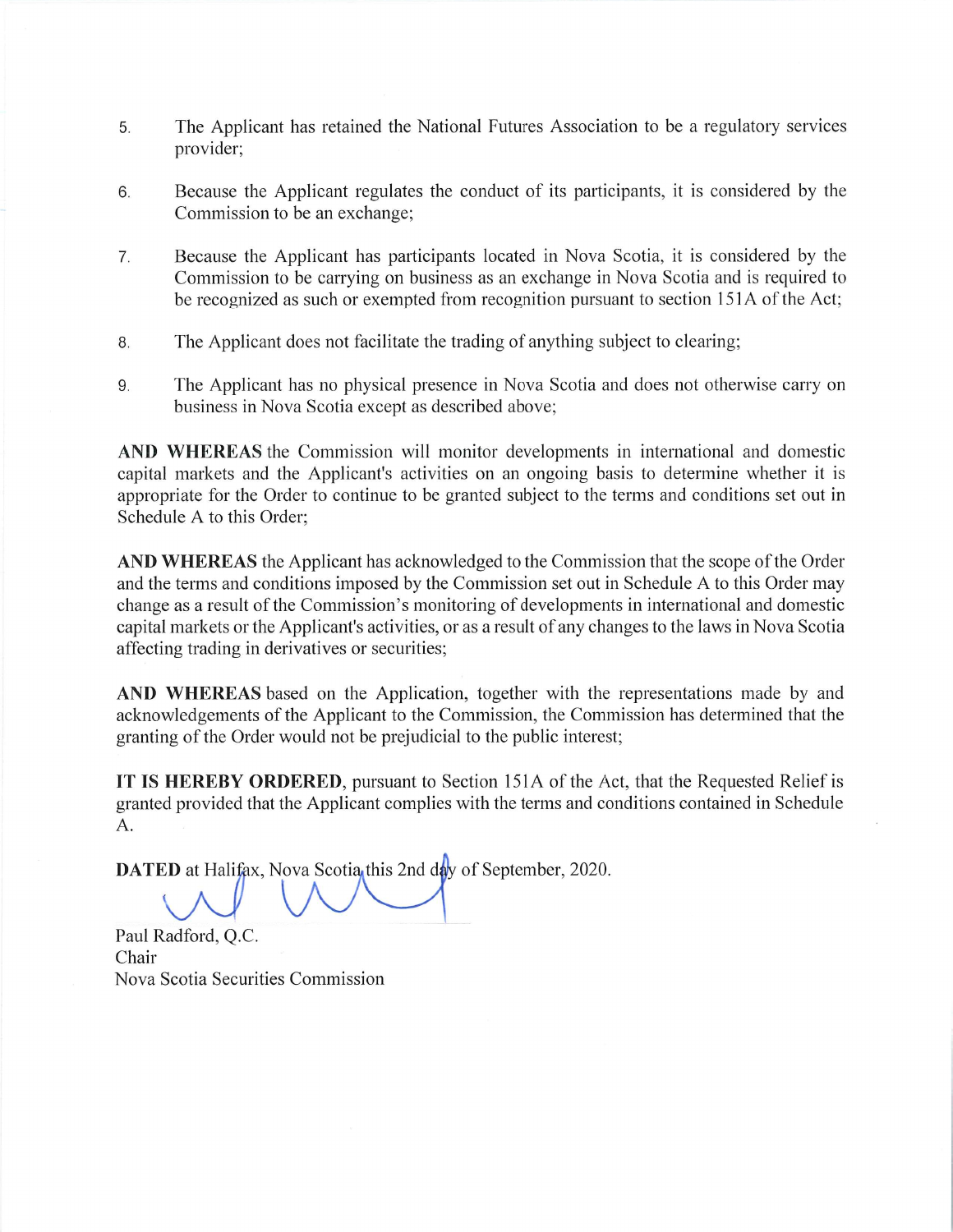5. The Applicant has retained the National Futures Association to be a regulatory services provider;

6. Because the Applicant regulates the conduct of its participants, it is considered by the Commission to be an exchange;

7. Because the Applicant has participants located in Nova Scotia, it is considered by the Commission to be carrying on business as an exchange in Nova Scotia and is required to be recognized as such or exempted from recognition pursuant to section 151A of the Act;

8. The Applicant does not facilitate the trading of anything subject to clearing;

9. The Applicant has no physical presence in Nova Scotia and does not otherwise carry on business in Nova Scotia except as described above;

**AND WHEREAS** the Commission will monitor developments in international and domestic capital markets and the Applicant's activities on an ongoing basis to determine whether it is appropriate for the Order to continue to be granted subject to the terms and conditions set out in Schedule A to this Order;

**AND WHEREAS** the Applicant has acknowledged to the Commission that the scope of the Order and the terms and conditions imposed by the Commission set out in Schedule A to this Order may change as a result of the Commission's monitoring of developments in international and domestic capital markets or the Applicant's activities, or as a result of any changes to the laws in Nova Scotia affecting trading in derivatives or securities;

**AND WHEREAS** based on the Application, together with the representations made by and acknowledgements of the Applicant to the Commission, the Commission has determined that the granting of the Order would not be prejudicial to the public interest;

**IT IS HEREBY ORDERED**, pursuant to Section 151A of the Act, that the Requested Relief is granted provided that the Applicant complies with the terms and conditions contained in Schedule A.

**DATED** at Halifax, Nova Scotia this 2nd day of September, 2020.

Paul Radford, Q.C.
Chair
Nova Scotia Securities Commission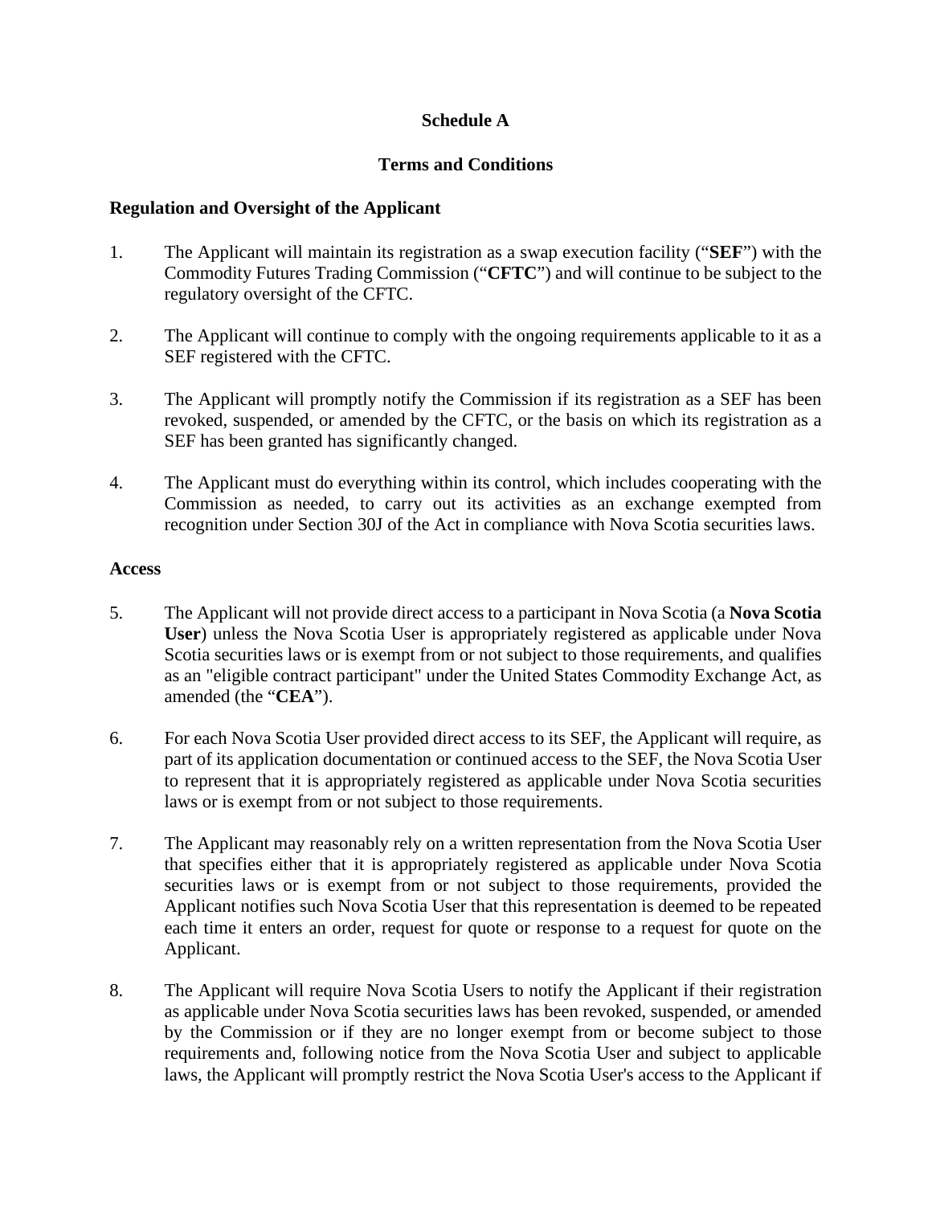# Schedule A

## Terms and Conditions

### Regulation and Oversight of the Applicant

1. The Applicant will maintain its registration as a swap execution facility ("**SEF**") with the Commodity Futures Trading Commission ("**CFTC**") and will continue to be subject to the regulatory oversight of the CFTC.

2. The Applicant will continue to comply with the ongoing requirements applicable to it as a SEF registered with the CFTC.

3. The Applicant will promptly notify the Commission if its registration as a SEF has been revoked, suspended, or amended by the CFTC, or the basis on which its registration as a SEF has been granted has significantly changed.

4. The Applicant must do everything within its control, which includes cooperating with the Commission as needed, to carry out its activities as an exchange exempted from recognition under Section 30J of the Act in compliance with Nova Scotia securities laws.

### Access

5. The Applicant will not provide direct access to a participant in Nova Scotia (a **Nova Scotia User**) unless the Nova Scotia User is appropriately registered as applicable under Nova Scotia securities laws or is exempt from or not subject to those requirements, and qualifies as an "eligible contract participant" under the United States Commodity Exchange Act, as amended (the "**CEA**").

6. For each Nova Scotia User provided direct access to its SEF, the Applicant will require, as part of its application documentation or continued access to the SEF, the Nova Scotia User to represent that it is appropriately registered as applicable under Nova Scotia securities laws or is exempt from or not subject to those requirements.

7. The Applicant may reasonably rely on a written representation from the Nova Scotia User that specifies either that it is appropriately registered as applicable under Nova Scotia securities laws or is exempt from or not subject to those requirements, provided the Applicant notifies such Nova Scotia User that this representation is deemed to be repeated each time it enters an order, request for quote or response to a request for quote on the Applicant.

8. The Applicant will require Nova Scotia Users to notify the Applicant if their registration as applicable under Nova Scotia securities laws has been revoked, suspended, or amended by the Commission or if they are no longer exempt from or become subject to those requirements and, following notice from the Nova Scotia User and subject to applicable laws, the Applicant will promptly restrict the Nova Scotia User's access to the Applicant if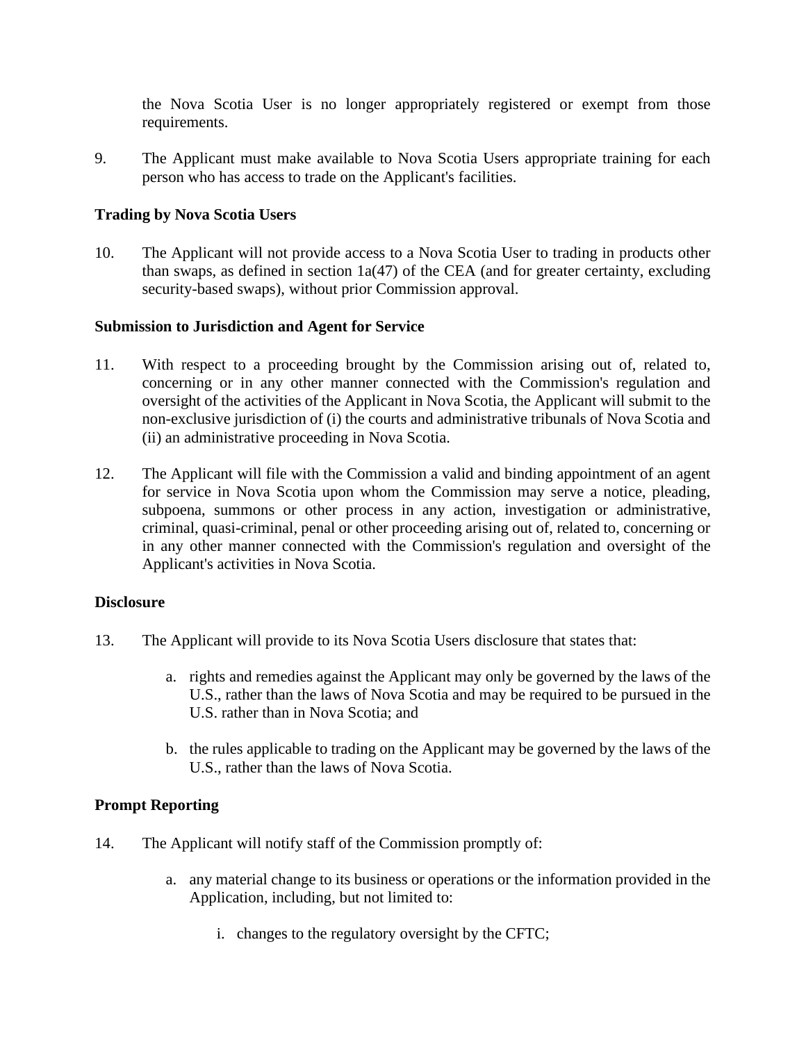the Nova Scotia User is no longer appropriately registered or exempt from those requirements.

9. The Applicant must make available to Nova Scotia Users appropriate training for each person who has access to trade on the Applicant's facilities.

**Trading by Nova Scotia Users**

10. The Applicant will not provide access to a Nova Scotia User to trading in products other than swaps, as defined in section 1a(47) of the CEA (and for greater certainty, excluding security-based swaps), without prior Commission approval.

**Submission to Jurisdiction and Agent for Service**

11. With respect to a proceeding brought by the Commission arising out of, related to, concerning or in any other manner connected with the Commission's regulation and oversight of the activities of the Applicant in Nova Scotia, the Applicant will submit to the non-exclusive jurisdiction of (i) the courts and administrative tribunals of Nova Scotia and (ii) an administrative proceeding in Nova Scotia.

12. The Applicant will file with the Commission a valid and binding appointment of an agent for service in Nova Scotia upon whom the Commission may serve a notice, pleading, subpoena, summons or other process in any action, investigation or administrative, criminal, quasi-criminal, penal or other proceeding arising out of, related to, concerning or in any other manner connected with the Commission's regulation and oversight of the Applicant's activities in Nova Scotia.

**Disclosure**

13. The Applicant will provide to its Nova Scotia Users disclosure that states that:

    a. rights and remedies against the Applicant may only be governed by the laws of the U.S., rather than the laws of Nova Scotia and may be required to be pursued in the U.S. rather than in Nova Scotia; and

    b. the rules applicable to trading on the Applicant may be governed by the laws of the U.S., rather than the laws of Nova Scotia.

**Prompt Reporting**

14. The Applicant will notify staff of the Commission promptly of:

    a. any material change to its business or operations or the information provided in the Application, including, but not limited to:

        i. changes to the regulatory oversight by the CFTC;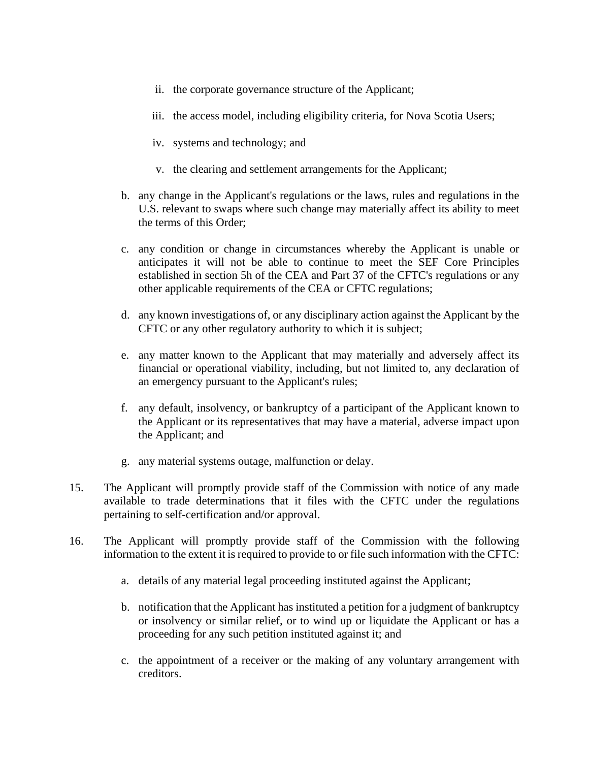ii. the corporate governance structure of the Applicant;

iii. the access model, including eligibility criteria, for Nova Scotia Users;

iv. systems and technology; and

v. the clearing and settlement arrangements for the Applicant;

b. any change in the Applicant's regulations or the laws, rules and regulations in the U.S. relevant to swaps where such change may materially affect its ability to meet the terms of this Order;

c. any condition or change in circumstances whereby the Applicant is unable or anticipates it will not be able to continue to meet the SEF Core Principles established in section 5h of the CEA and Part 37 of the CFTC's regulations or any other applicable requirements of the CEA or CFTC regulations;

d. any known investigations of, or any disciplinary action against the Applicant by the CFTC or any other regulatory authority to which it is subject;

e. any matter known to the Applicant that may materially and adversely affect its financial or operational viability, including, but not limited to, any declaration of an emergency pursuant to the Applicant's rules;

f. any default, insolvency, or bankruptcy of a participant of the Applicant known to the Applicant or its representatives that may have a material, adverse impact upon the Applicant; and

g. any material systems outage, malfunction or delay.

15. The Applicant will promptly provide staff of the Commission with notice of any made available to trade determinations that it files with the CFTC under the regulations pertaining to self-certification and/or approval.

16. The Applicant will promptly provide staff of the Commission with the following information to the extent it is required to provide to or file such information with the CFTC:

a. details of any material legal proceeding instituted against the Applicant;

b. notification that the Applicant has instituted a petition for a judgment of bankruptcy or insolvency or similar relief, or to wind up or liquidate the Applicant or has a proceeding for any such petition instituted against it; and

c. the appointment of a receiver or the making of any voluntary arrangement with creditors.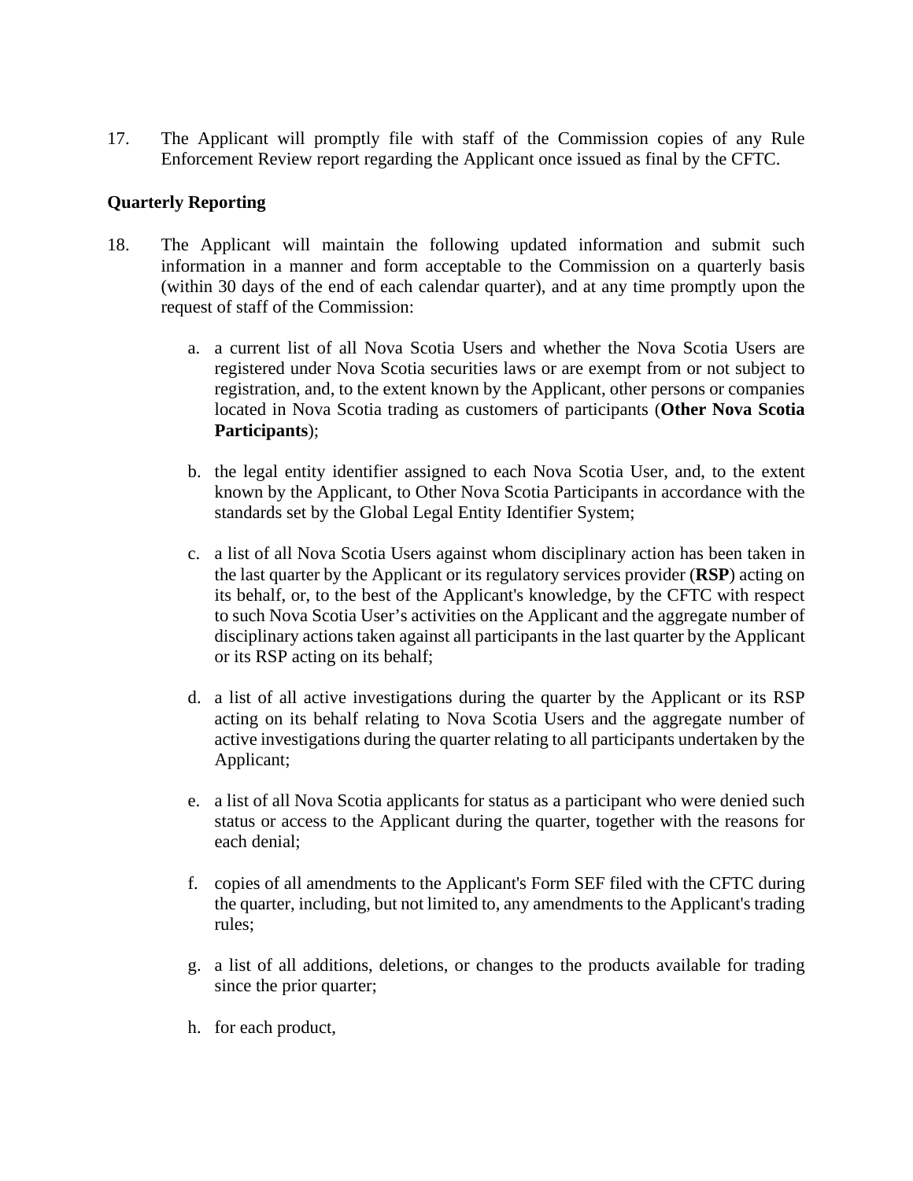17. The Applicant will promptly file with staff of the Commission copies of any Rule Enforcement Review report regarding the Applicant once issued as final by the CFTC.

**Quarterly Reporting**

18. The Applicant will maintain the following updated information and submit such information in a manner and form acceptable to the Commission on a quarterly basis (within 30 days of the end of each calendar quarter), and at any time promptly upon the request of staff of the Commission:

    a. a current list of all Nova Scotia Users and whether the Nova Scotia Users are registered under Nova Scotia securities laws or are exempt from or not subject to registration, and, to the extent known by the Applicant, other persons or companies located in Nova Scotia trading as customers of participants (**Other Nova Scotia Participants**);

    b. the legal entity identifier assigned to each Nova Scotia User, and, to the extent known by the Applicant, to Other Nova Scotia Participants in accordance with the standards set by the Global Legal Entity Identifier System;

    c. a list of all Nova Scotia Users against whom disciplinary action has been taken in the last quarter by the Applicant or its regulatory services provider (**RSP**) acting on its behalf, or, to the best of the Applicant's knowledge, by the CFTC with respect to such Nova Scotia User's activities on the Applicant and the aggregate number of disciplinary actions taken against all participants in the last quarter by the Applicant or its RSP acting on its behalf;

    d. a list of all active investigations during the quarter by the Applicant or its RSP acting on its behalf relating to Nova Scotia Users and the aggregate number of active investigations during the quarter relating to all participants undertaken by the Applicant;

    e. a list of all Nova Scotia applicants for status as a participant who were denied such status or access to the Applicant during the quarter, together with the reasons for each denial;

    f. copies of all amendments to the Applicant's Form SEF filed with the CFTC during the quarter, including, but not limited to, any amendments to the Applicant's trading rules;

    g. a list of all additions, deletions, or changes to the products available for trading since the prior quarter;

    h. for each product,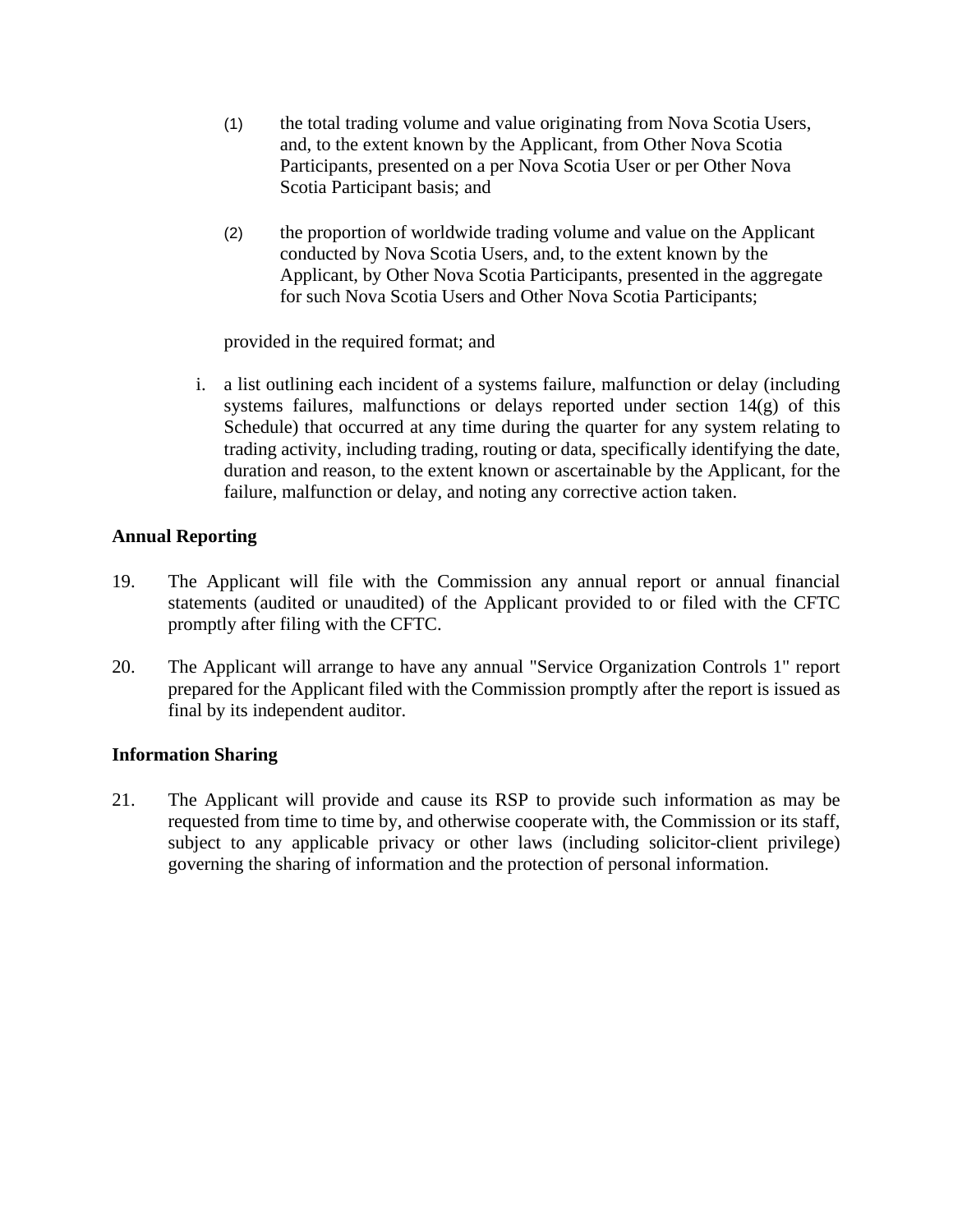(1) the total trading volume and value originating from Nova Scotia Users, and, to the extent known by the Applicant, from Other Nova Scotia Participants, presented on a per Nova Scotia User or per Other Nova Scotia Participant basis; and

(2) the proportion of worldwide trading volume and value on the Applicant conducted by Nova Scotia Users, and, to the extent known by the Applicant, by Other Nova Scotia Participants, presented in the aggregate for such Nova Scotia Users and Other Nova Scotia Participants;

provided in the required format; and

i. a list outlining each incident of a systems failure, malfunction or delay (including systems failures, malfunctions or delays reported under section 14(g) of this Schedule) that occurred at any time during the quarter for any system relating to trading activity, including trading, routing or data, specifically identifying the date, duration and reason, to the extent known or ascertainable by the Applicant, for the failure, malfunction or delay, and noting any corrective action taken.

**Annual Reporting**

19. The Applicant will file with the Commission any annual report or annual financial statements (audited or unaudited) of the Applicant provided to or filed with the CFTC promptly after filing with the CFTC.

20. The Applicant will arrange to have any annual "Service Organization Controls 1" report prepared for the Applicant filed with the Commission promptly after the report is issued as final by its independent auditor.

**Information Sharing**

21. The Applicant will provide and cause its RSP to provide such information as may be requested from time to time by, and otherwise cooperate with, the Commission or its staff, subject to any applicable privacy or other laws (including solicitor-client privilege) governing the sharing of information and the protection of personal information.